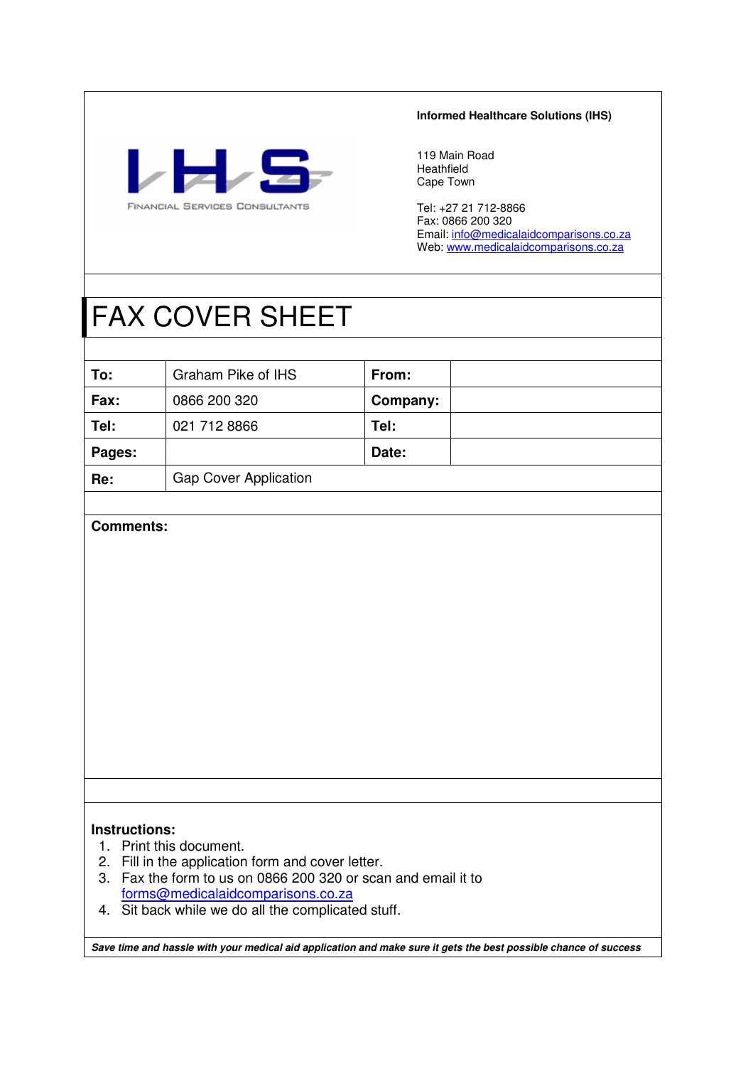IHS

FINANCIAL SERVICES CONSULTANTS

**Informed Healthcare Solutions (IHS)**

119 Main Road
Heathfield
Cape Town

Tel: +27 21 712-8866
Fax: 0866 200 320
Email: info@medicalaidcomparisons.co.za
Web: www.medicalaidcomparisons.co.za

# FAX COVER SHEET

| **To:** | Graham Pike of IHS | **From:** | |
|---|---|---|---|
| **Fax:** | 0866 200 320 | **Company:** | |
| **Tel:** | 021 712 8866 | **Tel:** | |
| **Pages:** | | **Date:** | |
| **Re:** | Gap Cover Application | | |

**Comments:**

**Instructions:**

1. Print this document.
2. Fill in the application form and cover letter.
3. Fax the form to us on 0866 200 320 or scan and email it to forms@medicalaidcomparisons.co.za
4. Sit back while we do all the complicated stuff.

***Save time and hassle with your medical aid application and make sure it gets the best possible chance of success***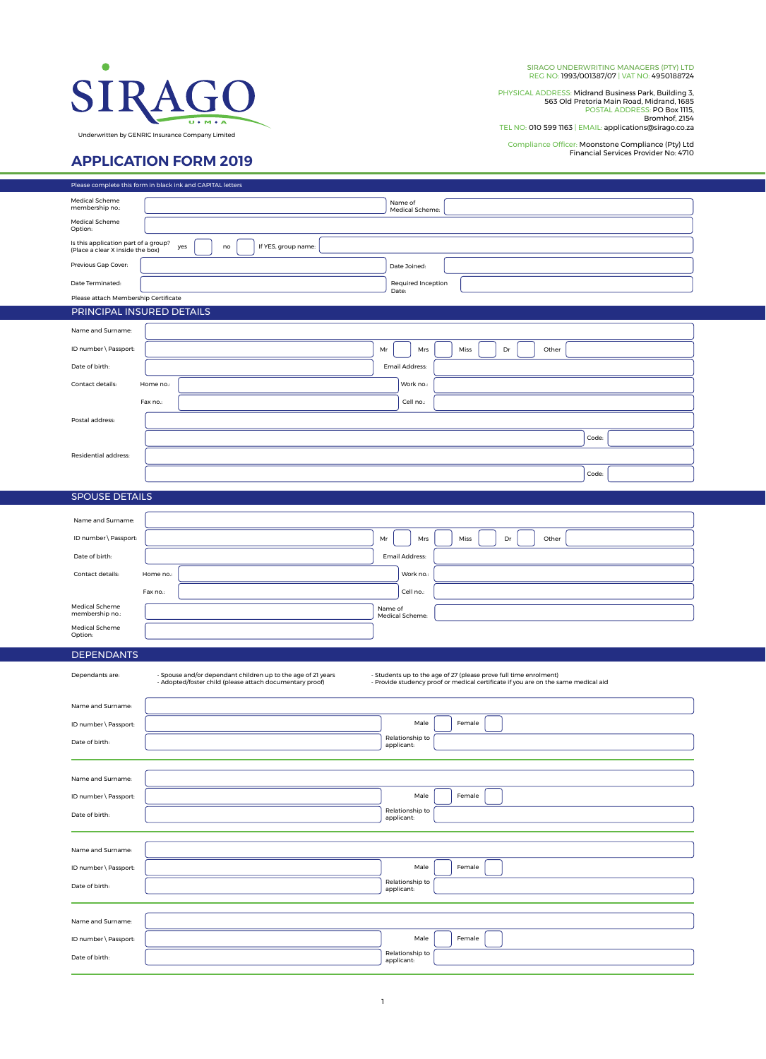SIRAGO

U • M • A

Underwritten by GENRIC Insurance Company Limited

SIRAGO UNDERWRITING MANAGERS (PTY) LTD
REG NO: 1993/001387/07 | VAT NO: 4950188724

PHYSICAL ADDRESS: Midrand Business Park, Building 3, 563 Old Pretoria Main Road, Midrand, 1685
POSTAL ADDRESS: PO Box 1115, Bromhof, 2154
TEL NO: 010 599 1163 | EMAIL: applications@sirago.co.za

Compliance Officer: Moonstone Compliance (Pty) Ltd
Financial Services Provider No: 4710

# APPLICATION FORM 2019

Please complete this form in black ink and CAPITAL letters

| | | | |
|---|---|---|---|
| Medical Scheme membership no.: | | Name of Medical Scheme: | |
| Medical Scheme Option: | | | |
| Is this application part of a group? (Place a clear X inside the box) | yes ☐ no ☐ | If YES, group name: | |
| Previous Gap Cover: | | Date Joined: | |
| Date Terminated: | | Required Inception Date: | |

Please attach Membership Certificate

## PRINCIPAL INSURED DETAILS

| | | | |
|---|---|---|---|
| Name and Surname: | | | |
| ID number \ Passport: | | Mr ☐ Mrs ☐ Miss ☐ Dr ☐ Other | |
| Date of birth: | | Email Address: | |
| Contact details: | Home no.: | Work no.: | |
| | Fax no.: | Cell no.: | |
| Postal address: | | | |
| | | Code: | |
| Residential address: | | | |
| | | Code: | |

## SPOUSE DETAILS

| | | | |
|---|---|---|---|
| Name and Surname: | | | |
| ID number \ Passport: | | Mr ☐ Mrs ☐ Miss ☐ Dr ☐ Other | |
| Date of birth: | | Email Address: | |
| Contact details: | Home no.: | Work no.: | |
| | Fax no.: | Cell no.: | |
| Medical Scheme membership no.: | | Name of Medical Scheme: | |
| Medical Scheme Option: | | | |

## DEPENDANTS

Dependants are:

- Spouse and/or dependant children up to the age of 21 years
- Adopted/foster child (please attach documentary proof)
- Students up to the age of 27 (please prove full time enrolment)
- Provide studency proof or medical certificate if you are on the same medical aid

| | | | |
|---|---|---|---|
| Name and Surname: | | | |
| ID number \ Passport: | | Male ☐ | Female ☐ |
| Date of birth: | | Relationship to applicant: | |

| | | | |
|---|---|---|---|
| Name and Surname: | | | |
| ID number \ Passport: | | Male ☐ | Female ☐ |
| Date of birth: | | Relationship to applicant: | |

| | | | |
|---|---|---|---|
| Name and Surname: | | | |
| ID number \ Passport: | | Male ☐ | Female ☐ |
| Date of birth: | | Relationship to applicant: | |

| | | | |
|---|---|---|---|
| Name and Surname: | | | |
| ID number \ Passport: | | Male ☐ | Female ☐ |
| Date of birth: | | Relationship to applicant: | |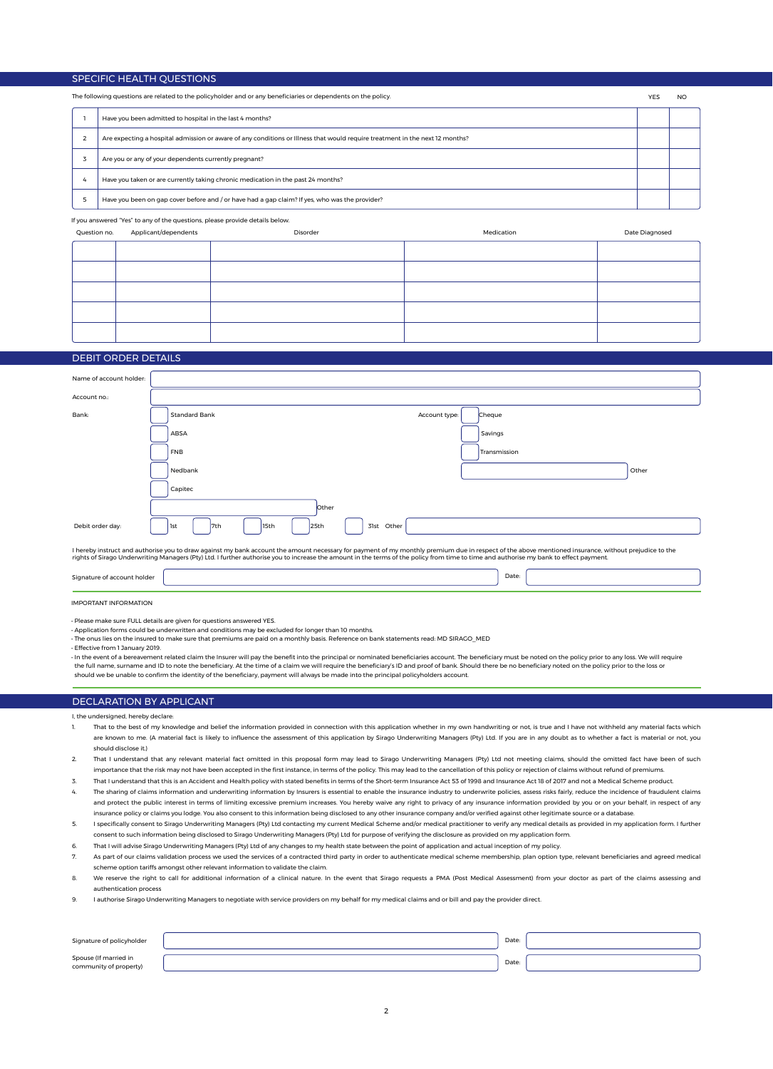## SPECIFIC HEALTH QUESTIONS

The following questions are related to the policyholder and or any beneficiaries or dependents on the policy.

| | | YES | NO |
|---|---|---|---|
| 1 | Have you been admitted to hospital in the last 4 months? | | |
| 2 | Are expecting a hospital admission or aware of any conditions or Illness that would require treatment in the next 12 months? | | |
| 3 | Are you or any of your dependents currently pregnant? | | |
| 4 | Have you taken or are currently taking chronic medication in the past 24 months? | | |
| 5 | Have you been on gap cover before and / or have had a gap claim? If yes, who was the provider? | | |

If you answered "Yes" to any of the questions, please provide details below.

| Question no. | Applicant/dependents | Disorder | Medication | Date Diagnosed |
|---|---|---|---|---|
| | | | | |
| | | | | |
| | | | | |
| | | | | |
| | | | | |

## DEBIT ORDER DETAILS

Name of account holder:

Account no.:

Bank: ☐ Standard Bank ☐ ABSA ☐ FNB ☐ Nedbank ☐ Capitec ☐ Other

Account type: ☐ Cheque ☐ Savings ☐ Transmission ☐ Other

Debit order day: ☐ 1st ☐ 7th ☐ 15th ☐ 25th ☐ 31st Other

I hereby instruct and authorise you to draw against my bank account the amount necessary for payment of my monthly premium due in respect of the above mentioned insurance, without prejudice to the rights of Sirago Underwriting Managers (Pty) Ltd. I further authorise you to increase the amount in the terms of the policy from time to time and authorise my bank to effect payment.

Signature of account holder: Date:

IMPORTANT INFORMATION

- Please make sure FULL details are given for questions answered YES.
- Application forms could be underwritten and conditions may be excluded for longer than 10 months.
- The onus lies on the insured to make sure that premiums are paid on a monthly basis. Reference on bank statements read: MD SIRAGO_MED
- Effective from 1 January 2019.
- In the event of a bereavement related claim the Insurer will pay the benefit into the principal or nominated beneficiaries account. The beneficiary must be noted on the policy prior to any loss. We will require the full name, surname and ID to note the beneficiary. At the time of a claim we will require the beneficiary's ID and proof of bank. Should there be no beneficiary noted on the policy prior to the loss or should we be unable to confirm the identity of the beneficiary, payment will always be made into the principal policyholders account.

## DECLARATION BY APPLICANT

I, the undersigned, hereby declare:

1. That to the best of my knowledge and belief the information provided in connection with this application whether in my own handwriting or not, is true and I have not withheld any material facts which are known to me. (A material fact is likely to influence the assessment of this application by Sirago Underwriting Managers (Pty) Ltd. If you are in any doubt as to whether a fact is material or not, you should disclose it.)
2. That I understand that any relevant material fact omitted in this proposal form may lead to Sirago Underwriting Managers (Pty) Ltd not meeting claims, should the omitted fact have been of such importance that the risk may not have been accepted in the first instance, in terms of the policy. This may lead to the cancellation of this policy or rejection of claims without refund of premiums.
3. That I understand that this is an Accident and Health policy with stated benefits in terms of the Short-term Insurance Act 53 of 1998 and Insurance Act 18 of 2017 and not a Medical Scheme product.
4. The sharing of claims information and underwriting information by Insurers is essential to enable the insurance industry to underwrite policies, assess risks fairly, reduce the incidence of fraudulent claims and protect the public interest in terms of limiting excessive premium increases. You hereby waive any right to privacy of any insurance information provided by you or on your behalf, in respect of any insurance policy or claims you lodge. You also consent to this information being disclosed to any other insurance company and/or verified against other legitimate source or a database.
5. I specifically consent to Sirago Underwriting Managers (Pty) Ltd contacting my current Medical Scheme and/or medical practitioner to verify any medical details as provided in my application form. I further consent to such information being disclosed to Sirago Underwriting Managers (Pty) Ltd for purpose of verifying the disclosure as provided on my application form.
6. That I will advise Sirago Underwriting Managers (Pty) Ltd of any changes to my health state between the point of application and actual inception of my policy.
7. As part of our claims validation process we used the services of a contracted third party in order to authenticate medical scheme membership, plan option type, relevant beneficiaries and agreed medical scheme option tariffs amongst other relevant information to validate the claim.
8. We reserve the right to call for additional information of a clinical nature. In the event that Sirago requests a PMA (Post Medical Assessment) from your doctor as part of the claims assessing and authentication process
9. I authorise Sirago Underwriting Managers to negotiate with service providers on my behalf for my medical claims and or bill and pay the provider direct.

Signature of policyholder: Date:

Spouse (If married in community of property): Date: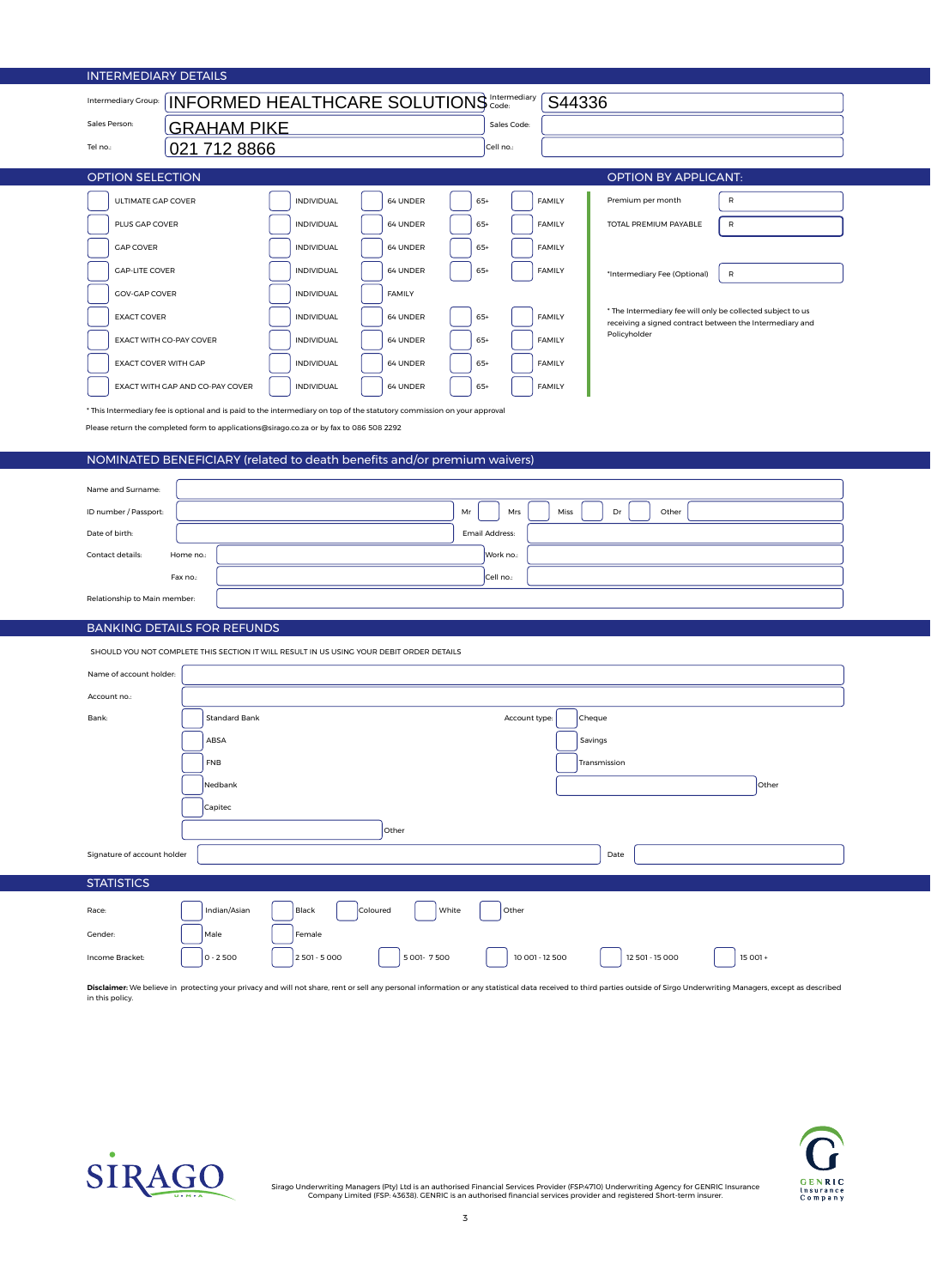## INTERMEDIARY DETAILS

| | | | |
|---|---|---|---|
| Intermediary Group: | INFORMED HEALTHCARE SOLUTIONS | Intermediary Code: | S44336 |
| Sales Person: | GRAHAM PIKE | Sales Code: | |
| Tel no.: | 021 712 8866 | Cell no.: | |

## OPTION SELECTION

| Option | | | | |
|---|---|---|---|---|
| ULTIMATE GAP COVER | INDIVIDUAL | 64 UNDER | 65+ | FAMILY |
| PLUS GAP COVER | INDIVIDUAL | 64 UNDER | 65+ | FAMILY |
| GAP COVER | INDIVIDUAL | 64 UNDER | 65+ | FAMILY |
| GAP-LITE COVER | INDIVIDUAL | 64 UNDER | 65+ | FAMILY |
| GOV-GAP COVER | INDIVIDUAL | FAMILY | | |
| EXACT COVER | INDIVIDUAL | 64 UNDER | 65+ | FAMILY |
| EXACT WITH CO-PAY COVER | INDIVIDUAL | 64 UNDER | 65+ | FAMILY |
| EXACT COVER WITH GAP | INDIVIDUAL | 64 UNDER | 65+ | FAMILY |
| EXACT WITH GAP AND CO-PAY COVER | INDIVIDUAL | 64 UNDER | 65+ | FAMILY |

## OPTION BY APPLICANT:

| | |
|---|---|
| Premium per month | R |
| TOTAL PREMIUM PAYABLE | R |
| *Intermediary Fee (Optional) | R |

* The Intermediary fee will only be collected subject to us receiving a signed contract between the Intermediary and Policyholder

* This Intermediary fee is optional and is paid to the intermediary on top of the statutory commission on your approval

Please return the completed form to applications@sirago.co.za or by fax to 086 508 2292

## NOMINATED BENEFICIARY (related to death benefits and/or premium waivers)

Name and Surname:

ID number / Passport: Mr Mrs Miss Dr Other

Date of birth: Email Address:

Contact details: Home no.: Work no.:

Fax no.: Cell no.:

Relationship to Main member:

## BANKING DETAILS FOR REFUNDS

SHOULD YOU NOT COMPLETE THIS SECTION IT WILL RESULT IN US USING YOUR DEBIT ORDER DETAILS

Name of account holder:

Account no.:

Bank: Standard Bank / ABSA / FNB / Nedbank / Capitec / Other

Account type: Cheque / Savings / Transmission / Other

Signature of account holder: Date:

## STATISTICS

Race: Indian/Asian / Black / Coloured / White / Other

Gender: Male / Female

Income Bracket: 0 - 2 500 / 2 501 - 5 000 / 5 001- 7 500 / 10 001 - 12 500 / 12 501 - 15 000 / 15 001 +

**Disclaimer:** We believe in protecting your privacy and will not share, rent or sell any personal information or any statistical data received to third parties outside of Sirgo Underwriting Managers, except as described in this policy.

SIRAGO

Sirago Underwriting Managers (Pty) Ltd is an authorised Financial Services Provider (FSP:4710) Underwriting Agency for GENRIC Insurance Company Limited (FSP: 43638). GENRIC is an authorised financial services provider and registered Short-term insurer.

GENRIC Insurance Company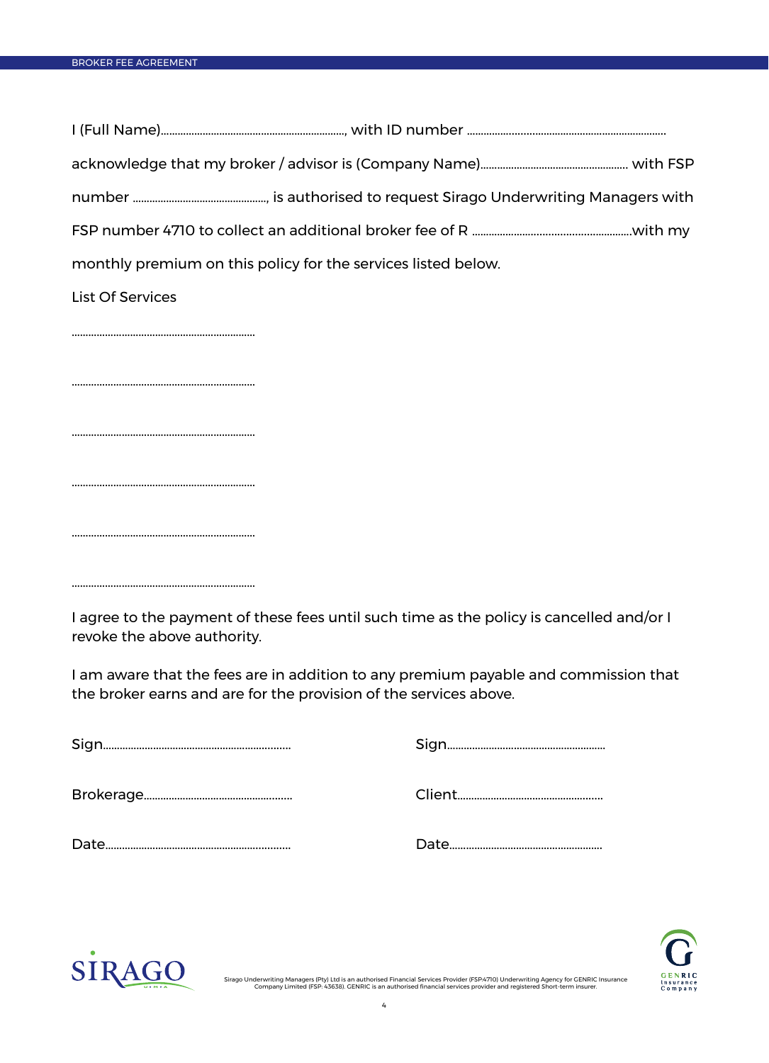I (Full Name)................................................................, with ID number ......................................................................

acknowledge that my broker / advisor is (Company Name)................................................... with FSP number ..............................................., is authorised to request Sirago Underwriting Managers with FSP number 4710 to collect an additional broker fee of R .......................................................with my monthly premium on this policy for the services listed below.

List Of Services

..................................................................

..................................................................

..................................................................

..................................................................

..................................................................

..................................................................

I agree to the payment of these fees until such time as the policy is cancelled and/or I revoke the above authority.

I am aware that the fees are in addition to any premium payable and commission that the broker earns and are for the provision of the services above.

| | |
|---|---|
| Sign.................................................................. | Sign........................................................ |
| Brokerage.................................................... | Client................................................... |
| Date................................................................ | Date...................................................... |

Sirago Underwriting Managers (Pty) Ltd is an authorised Financial Services Provider (FSP:4710) Underwriting Agency for GENRIC Insurance Company Limited (FSP: 43638). GENRIC is an authorised financial services provider and registered Short-term insurer.